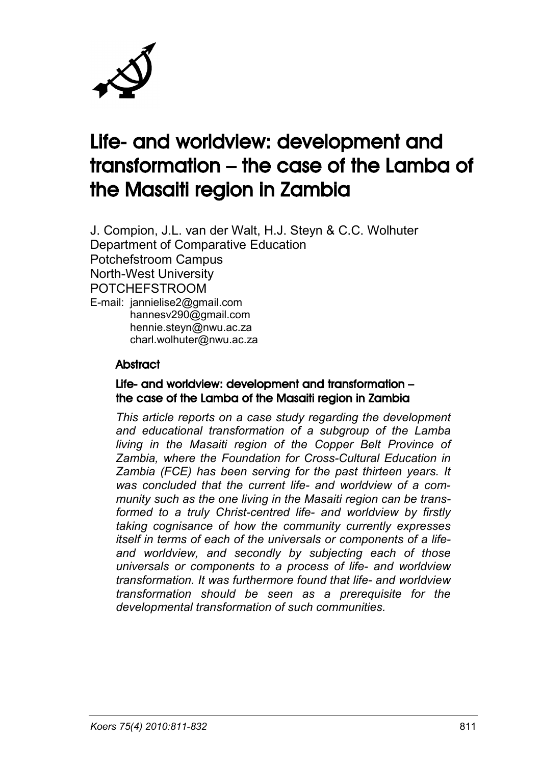# Life- and worldview: development and transformation – the case of the Lamba of the Masaiti region in Zambia

J. Compion, J.L. van der Walt, H.J. Steyn & C.C. Wolhuter
Department of Comparative Education
Potchefstroom Campus
North-West University
POTCHEFSTROOM

E-mail: jannielise2@gmail.com
hannesv290@gmail.com
hennie.steyn@nwu.ac.za
charl.wolhuter@nwu.ac.za

## Abstract

### Life- and worldview: development and transformation – the case of the Lamba of the Masaiti region in Zambia

*This article reports on a case study regarding the development and educational transformation of a subgroup of the Lamba living in the Masaiti region of the Copper Belt Province of Zambia, where the Foundation for Cross-Cultural Education in Zambia (FCE) has been serving for the past thirteen years. It was concluded that the current life- and worldview of a community such as the one living in the Masaiti region can be transformed to a truly Christ-centred life- and worldview by firstly taking cognisance of how the community currently expresses itself in terms of each of the universals or components of a life- and worldview, and secondly by subjecting each of those universals or components to a process of life- and worldview transformation. It was furthermore found that life- and worldview transformation should be seen as a prerequisite for the developmental transformation of such communities.*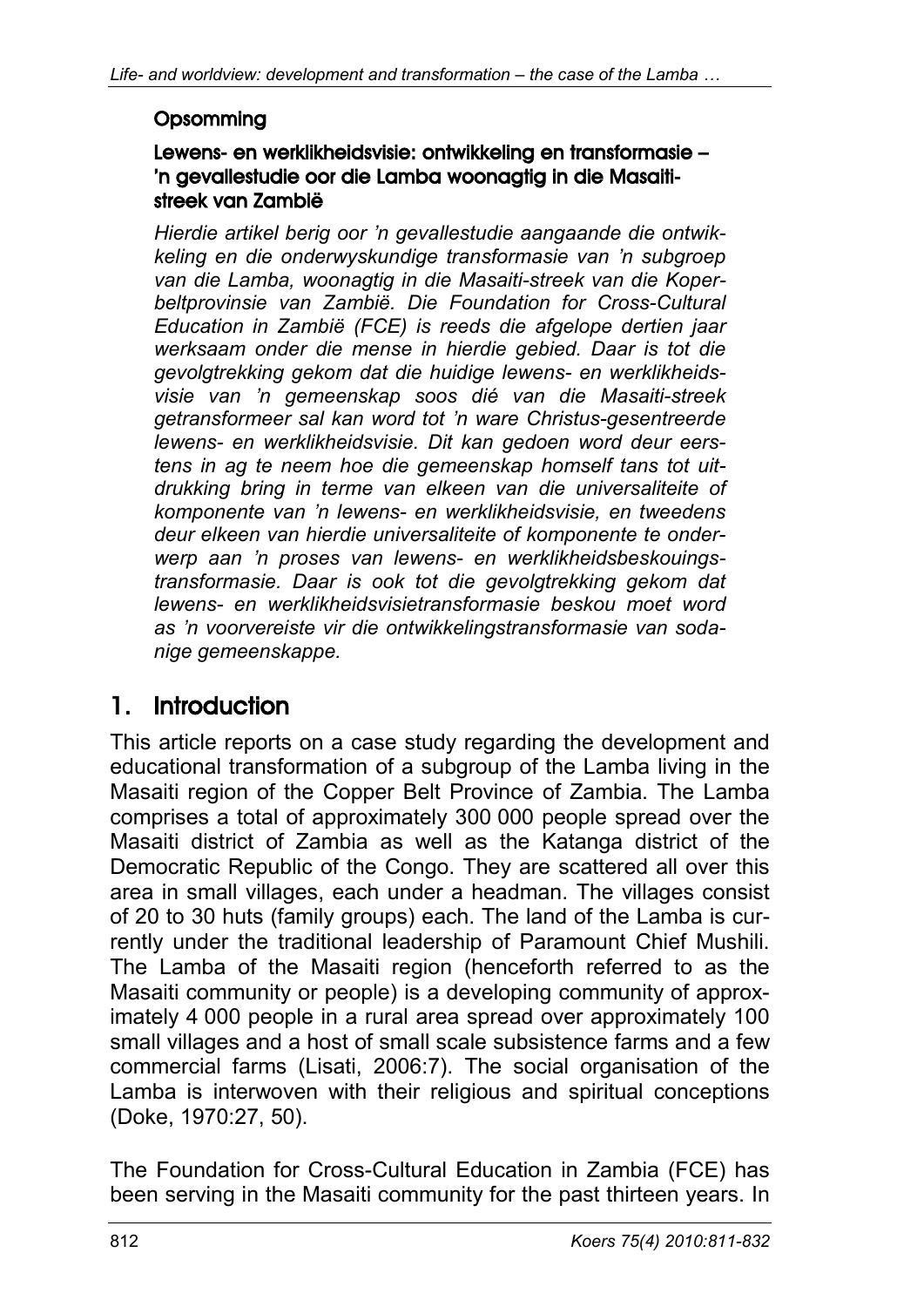## Opsomming

### Lewens- en werklikheidsvisie: ontwikkeling en transformasie – 'n gevallestudie oor die Lamba woonagtig in die Masaiti-streek van Zambië

*Hierdie artikel berig oor 'n gevallestudie aangaande die ontwikkeling en die onderwyskundige transformasie van 'n subgroep van die Lamba, woonagtig in die Masaiti-streek van die Koperbeltprovinsie van Zambië. Die Foundation for Cross-Cultural Education in Zambië (FCE) is reeds die afgelope dertien jaar werksaam onder die mense in hierdie gebied. Daar is tot die gevolgtrekking gekom dat die huidige lewens- en werklikheidsvisie van 'n gemeenskap soos dié van die Masaiti-streek getransformeer sal kan word tot 'n ware Christus-gesentreerde lewens- en werklikheidsvisie. Dit kan gedoen word deur eerstens in ag te neem hoe die gemeenskap homself tans tot uitdrukking bring in terme van elkeen van die universaliteite of komponente van 'n lewens- en werklikheidsvisie, en tweedens deur elkeen van hierdie universaliteite of komponente te onderwerp aan 'n proses van lewens- en werklikheidsbeskouingstransformasie. Daar is ook tot die gevolgtrekking gekom dat lewens- en werklikheidsvisietransformasie beskou moet word as 'n voorvereiste vir die ontwikkelingstransformasie van sodanige gemeenskappe.*

## 1. Introduction

This article reports on a case study regarding the development and educational transformation of a subgroup of the Lamba living in the Masaiti region of the Copper Belt Province of Zambia. The Lamba comprises a total of approximately 300 000 people spread over the Masaiti district of Zambia as well as the Katanga district of the Democratic Republic of the Congo. They are scattered all over this area in small villages, each under a headman. The villages consist of 20 to 30 huts (family groups) each. The land of the Lamba is currently under the traditional leadership of Paramount Chief Mushili. The Lamba of the Masaiti region (henceforth referred to as the Masaiti community or people) is a developing community of approximately 4 000 people in a rural area spread over approximately 100 small villages and a host of small scale subsistence farms and a few commercial farms (Lisati, 2006:7). The social organisation of the Lamba is interwoven with their religious and spiritual conceptions (Doke, 1970:27, 50).

The Foundation for Cross-Cultural Education in Zambia (FCE) has been serving in the Masaiti community for the past thirteen years. In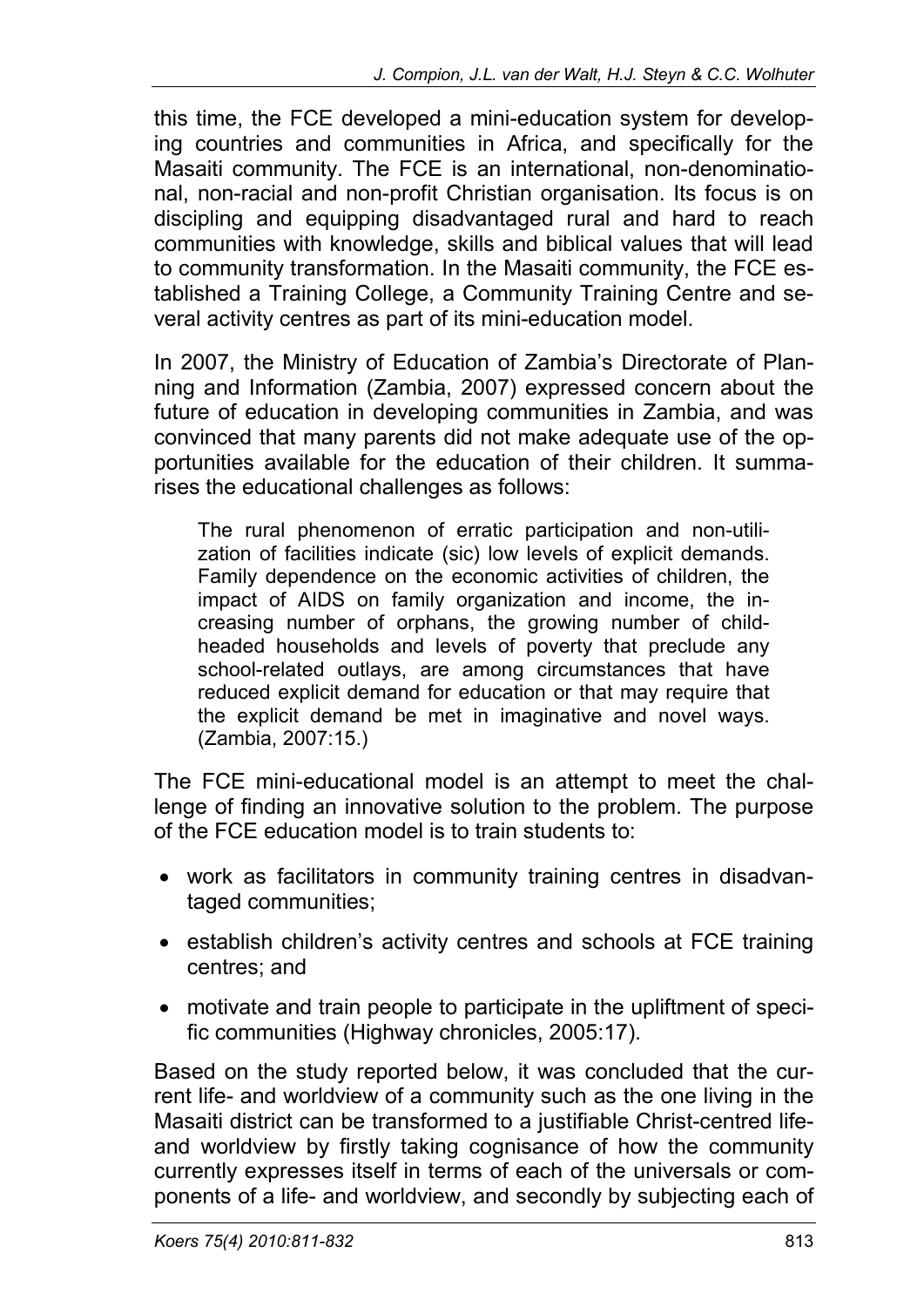this time, the FCE developed a mini-education system for developing countries and communities in Africa, and specifically for the Masaiti community. The FCE is an international, non-denominational, non-racial and non-profit Christian organisation. Its focus is on discipling and equipping disadvantaged rural and hard to reach communities with knowledge, skills and biblical values that will lead to community transformation. In the Masaiti community, the FCE established a Training College, a Community Training Centre and several activity centres as part of its mini-education model.

In 2007, the Ministry of Education of Zambia's Directorate of Planning and Information (Zambia, 2007) expressed concern about the future of education in developing communities in Zambia, and was convinced that many parents did not make adequate use of the opportunities available for the education of their children. It summarises the educational challenges as follows:

> The rural phenomenon of erratic participation and non-utilization of facilities indicate (sic) low levels of explicit demands. Family dependence on the economic activities of children, the impact of AIDS on family organization and income, the increasing number of orphans, the growing number of child-headed households and levels of poverty that preclude any school-related outlays, are among circumstances that have reduced explicit demand for education or that may require that the explicit demand be met in imaginative and novel ways. (Zambia, 2007:15.)

The FCE mini-educational model is an attempt to meet the challenge of finding an innovative solution to the problem. The purpose of the FCE education model is to train students to:

- work as facilitators in community training centres in disadvantaged communities;
- establish children's activity centres and schools at FCE training centres; and
- motivate and train people to participate in the upliftment of specific communities (Highway chronicles, 2005:17).

Based on the study reported below, it was concluded that the current life- and worldview of a community such as the one living in the Masaiti district can be transformed to a justifiable Christ-centred life- and worldview by firstly taking cognisance of how the community currently expresses itself in terms of each of the universals or components of a life- and worldview, and secondly by subjecting each of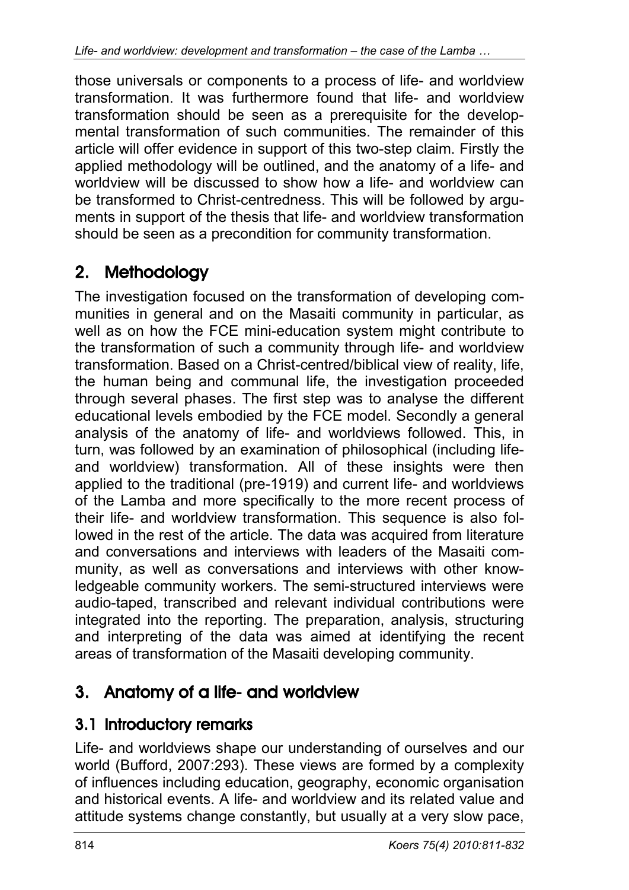those universals or components to a process of life- and worldview transformation. It was furthermore found that life- and worldview transformation should be seen as a prerequisite for the developmental transformation of such communities. The remainder of this article will offer evidence in support of this two-step claim. Firstly the applied methodology will be outlined, and the anatomy of a life- and worldview will be discussed to show how a life- and worldview can be transformed to Christ-centredness. This will be followed by arguments in support of the thesis that life- and worldview transformation should be seen as a precondition for community transformation.

## 2. Methodology

The investigation focused on the transformation of developing communities in general and on the Masaiti community in particular, as well as on how the FCE mini-education system might contribute to the transformation of such a community through life- and worldview transformation. Based on a Christ-centred/biblical view of reality, life, the human being and communal life, the investigation proceeded through several phases. The first step was to analyse the different educational levels embodied by the FCE model. Secondly a general analysis of the anatomy of life- and worldviews followed. This, in turn, was followed by an examination of philosophical (including life- and worldview) transformation. All of these insights were then applied to the traditional (pre-1919) and current life- and worldviews of the Lamba and more specifically to the more recent process of their life- and worldview transformation. This sequence is also followed in the rest of the article. The data was acquired from literature and conversations and interviews with leaders of the Masaiti community, as well as conversations and interviews with other knowledgeable community workers. The semi-structured interviews were audio-taped, transcribed and relevant individual contributions were integrated into the reporting. The preparation, analysis, structuring and interpreting of the data was aimed at identifying the recent areas of transformation of the Masaiti developing community.

## 3. Anatomy of a life- and worldview

### 3.1 Introductory remarks

Life- and worldviews shape our understanding of ourselves and our world (Bufford, 2007:293). These views are formed by a complexity of influences including education, geography, economic organisation and historical events. A life- and worldview and its related value and attitude systems change constantly, but usually at a very slow pace,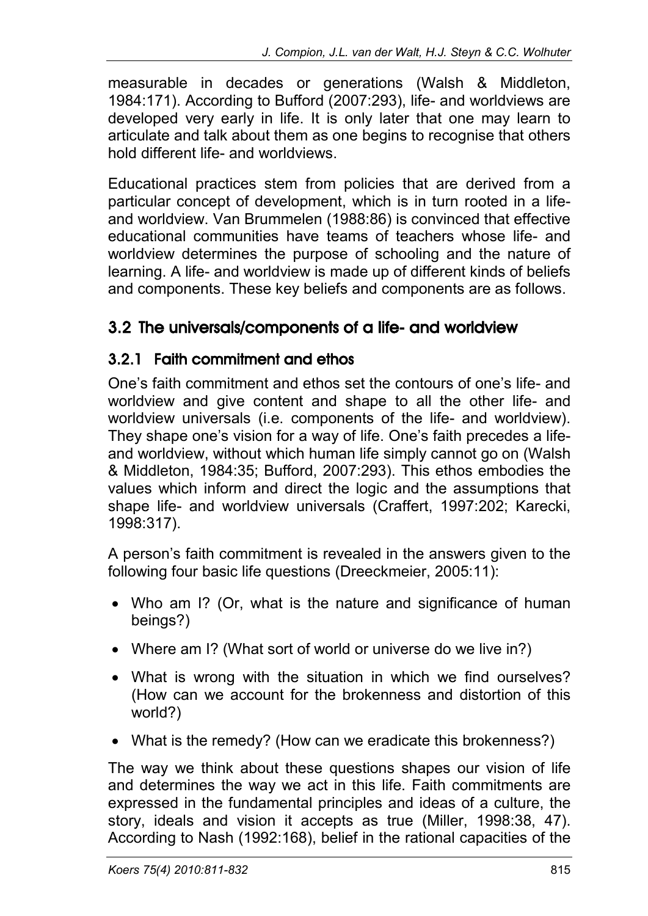measurable in decades or generations (Walsh & Middleton, 1984:171). According to Bufford (2007:293), life- and worldviews are developed very early in life. It is only later that one may learn to articulate and talk about them as one begins to recognise that others hold different life- and worldviews.

Educational practices stem from policies that are derived from a particular concept of development, which is in turn rooted in a life- and worldview. Van Brummelen (1988:86) is convinced that effective educational communities have teams of teachers whose life- and worldview determines the purpose of schooling and the nature of learning. A life- and worldview is made up of different kinds of beliefs and components. These key beliefs and components are as follows.

## 3.2 The universals/components of a life- and worldview

### 3.2.1 Faith commitment and ethos

One's faith commitment and ethos set the contours of one's life- and worldview and give content and shape to all the other life- and worldview universals (i.e. components of the life- and worldview). They shape one's vision for a way of life. One's faith precedes a life- and worldview, without which human life simply cannot go on (Walsh & Middleton, 1984:35; Bufford, 2007:293). This ethos embodies the values which inform and direct the logic and the assumptions that shape life- and worldview universals (Craffert, 1997:202; Karecki, 1998:317).

A person's faith commitment is revealed in the answers given to the following four basic life questions (Dreeckmeier, 2005:11):

- Who am I? (Or, what is the nature and significance of human beings?)
- Where am I? (What sort of world or universe do we live in?)
- What is wrong with the situation in which we find ourselves? (How can we account for the brokenness and distortion of this world?)
- What is the remedy? (How can we eradicate this brokenness?)

The way we think about these questions shapes our vision of life and determines the way we act in this life. Faith commitments are expressed in the fundamental principles and ideas of a culture, the story, ideals and vision it accepts as true (Miller, 1998:38, 47). According to Nash (1992:168), belief in the rational capacities of the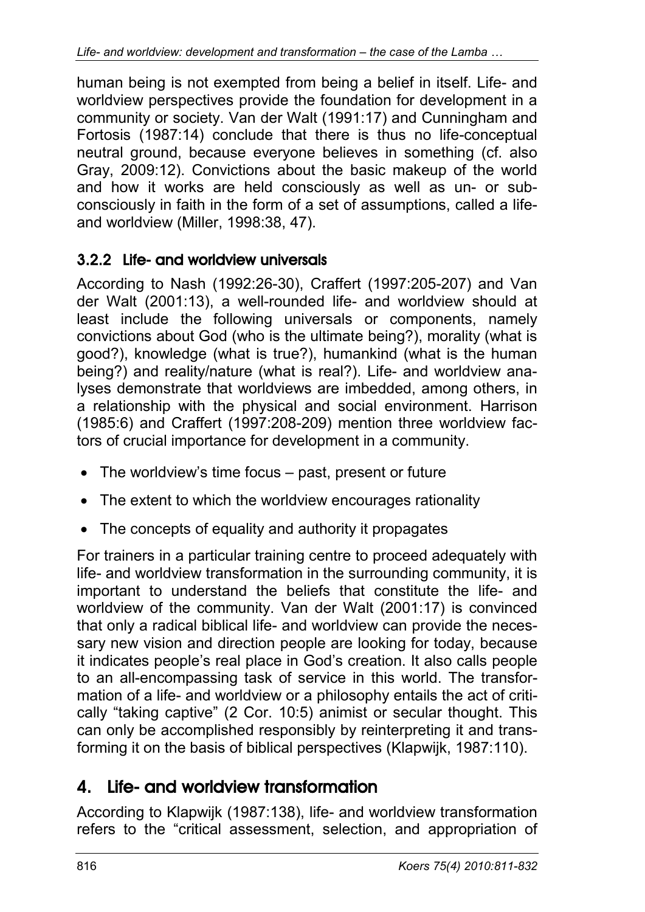human being is not exempted from being a belief in itself. Life- and worldview perspectives provide the foundation for development in a community or society. Van der Walt (1991:17) and Cunningham and Fortosis (1987:14) conclude that there is thus no life-conceptual neutral ground, because everyone believes in something (cf. also Gray, 2009:12). Convictions about the basic makeup of the world and how it works are held consciously as well as un- or subconsciously in faith in the form of a set of assumptions, called a life- and worldview (Miller, 1998:38, 47).

### 3.2.2 Life- and worldview universals

According to Nash (1992:26-30), Craffert (1997:205-207) and Van der Walt (2001:13), a well-rounded life- and worldview should at least include the following universals or components, namely convictions about God (who is the ultimate being?), morality (what is good?), knowledge (what is true?), humankind (what is the human being?) and reality/nature (what is real?). Life- and worldview analyses demonstrate that worldviews are imbedded, among others, in a relationship with the physical and social environment. Harrison (1985:6) and Craffert (1997:208-209) mention three worldview factors of crucial importance for development in a community.

- The worldview's time focus – past, present or future
- The extent to which the worldview encourages rationality
- The concepts of equality and authority it propagates

For trainers in a particular training centre to proceed adequately with life- and worldview transformation in the surrounding community, it is important to understand the beliefs that constitute the life- and worldview of the community. Van der Walt (2001:17) is convinced that only a radical biblical life- and worldview can provide the necessary new vision and direction people are looking for today, because it indicates people's real place in God's creation. It also calls people to an all-encompassing task of service in this world. The transformation of a life- and worldview or a philosophy entails the act of critically "taking captive" (2 Cor. 10:5) animist or secular thought. This can only be accomplished responsibly by reinterpreting it and transforming it on the basis of biblical perspectives (Klapwijk, 1987:110).

## 4. Life- and worldview transformation

According to Klapwijk (1987:138), life- and worldview transformation refers to the "critical assessment, selection, and appropriation of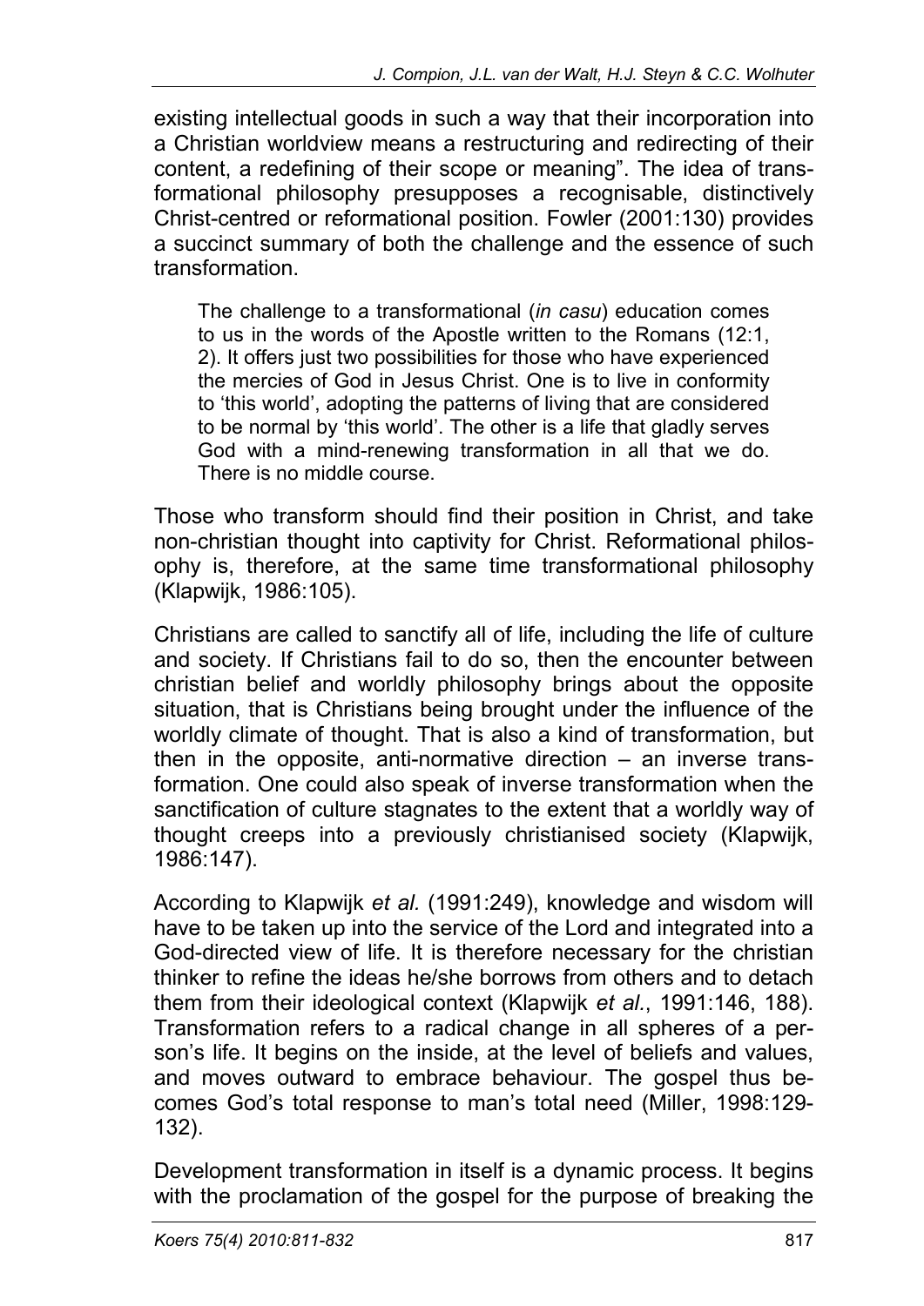existing intellectual goods in such a way that their incorporation into a Christian worldview means a restructuring and redirecting of their content, a redefining of their scope or meaning". The idea of transformational philosophy presupposes a recognisable, distinctively Christ-centred or reformational position. Fowler (2001:130) provides a succinct summary of both the challenge and the essence of such transformation.

> The challenge to a transformational (*in casu*) education comes to us in the words of the Apostle written to the Romans (12:1, 2). It offers just two possibilities for those who have experienced the mercies of God in Jesus Christ. One is to live in conformity to 'this world', adopting the patterns of living that are considered to be normal by 'this world'. The other is a life that gladly serves God with a mind-renewing transformation in all that we do. There is no middle course.

Those who transform should find their position in Christ, and take non-christian thought into captivity for Christ. Reformational philosophy is, therefore, at the same time transformational philosophy (Klapwijk, 1986:105).

Christians are called to sanctify all of life, including the life of culture and society. If Christians fail to do so, then the encounter between christian belief and worldly philosophy brings about the opposite situation, that is Christians being brought under the influence of the worldly climate of thought. That is also a kind of transformation, but then in the opposite, anti-normative direction – an inverse transformation. One could also speak of inverse transformation when the sanctification of culture stagnates to the extent that a worldly way of thought creeps into a previously christianised society (Klapwijk, 1986:147).

According to Klapwijk *et al.* (1991:249), knowledge and wisdom will have to be taken up into the service of the Lord and integrated into a God-directed view of life. It is therefore necessary for the christian thinker to refine the ideas he/she borrows from others and to detach them from their ideological context (Klapwijk *et al.*, 1991:146, 188). Transformation refers to a radical change in all spheres of a person's life. It begins on the inside, at the level of beliefs and values, and moves outward to embrace behaviour. The gospel thus becomes God's total response to man's total need (Miller, 1998:129-132).

Development transformation in itself is a dynamic process. It begins with the proclamation of the gospel for the purpose of breaking the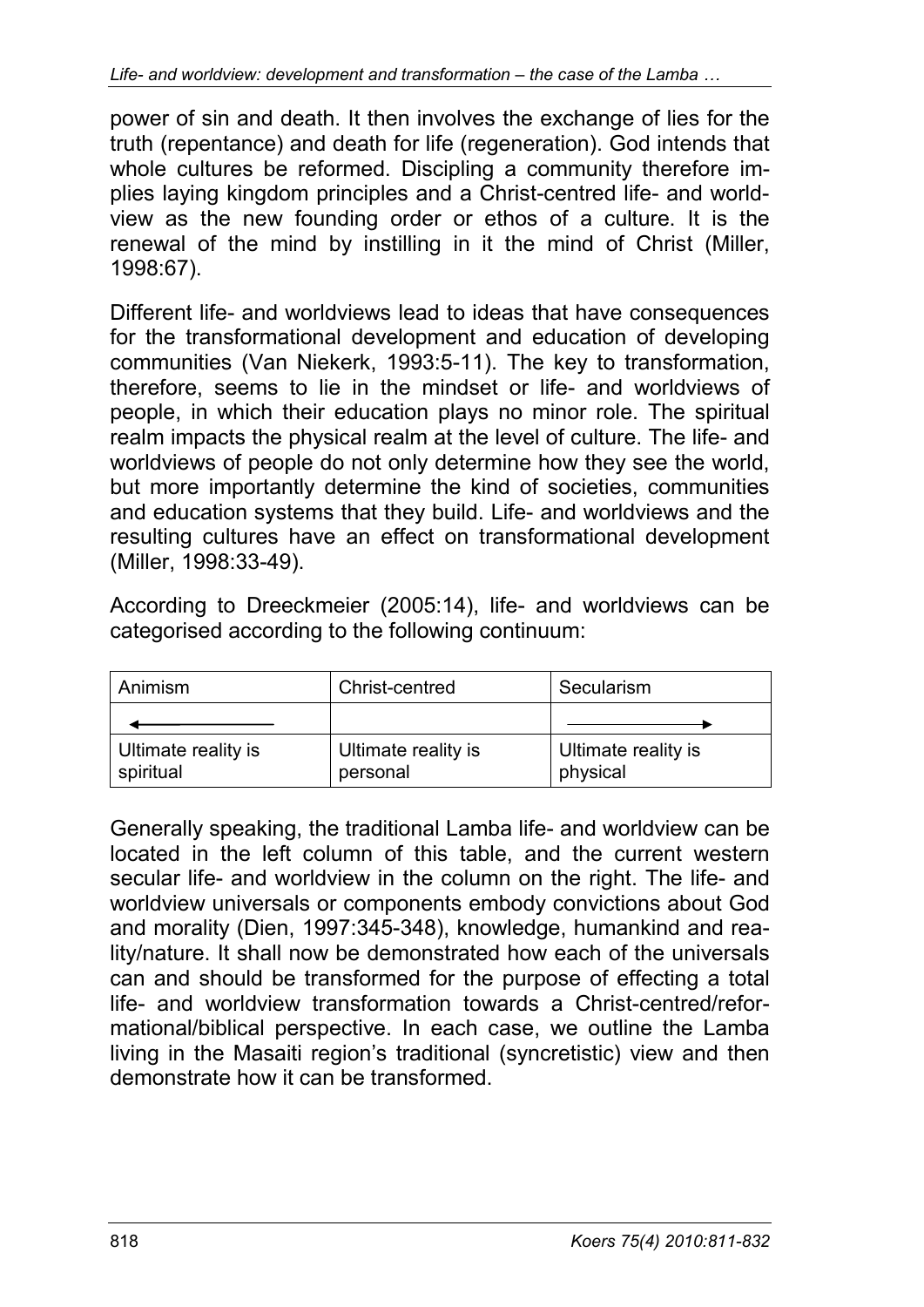power of sin and death. It then involves the exchange of lies for the truth (repentance) and death for life (regeneration). God intends that whole cultures be reformed. Discipling a community therefore implies laying kingdom principles and a Christ-centred life- and worldview as the new founding order or ethos of a culture. It is the renewal of the mind by instilling in it the mind of Christ (Miller, 1998:67).

Different life- and worldviews lead to ideas that have consequences for the transformational development and education of developing communities (Van Niekerk, 1993:5-11). The key to transformation, therefore, seems to lie in the mindset or life- and worldviews of people, in which their education plays no minor role. The spiritual realm impacts the physical realm at the level of culture. The life- and worldviews of people do not only determine how they see the world, but more importantly determine the kind of societies, communities and education systems that they build. Life- and worldviews and the resulting cultures have an effect on transformational development (Miller, 1998:33-49).

According to Dreeckmeier (2005:14), life- and worldviews can be categorised according to the following continuum:

| Animism | Christ-centred | Secularism |
|---|---|---|
| ← | | → |
| Ultimate reality is spiritual | Ultimate reality is personal | Ultimate reality is physical |

Generally speaking, the traditional Lamba life- and worldview can be located in the left column of this table, and the current western secular life- and worldview in the column on the right. The life- and worldview universals or components embody convictions about God and morality (Dien, 1997:345-348), knowledge, humankind and reality/nature. It shall now be demonstrated how each of the universals can and should be transformed for the purpose of effecting a total life- and worldview transformation towards a Christ-centred/reformational/biblical perspective. In each case, we outline the Lamba living in the Masaiti region's traditional (syncretistic) view and then demonstrate how it can be transformed.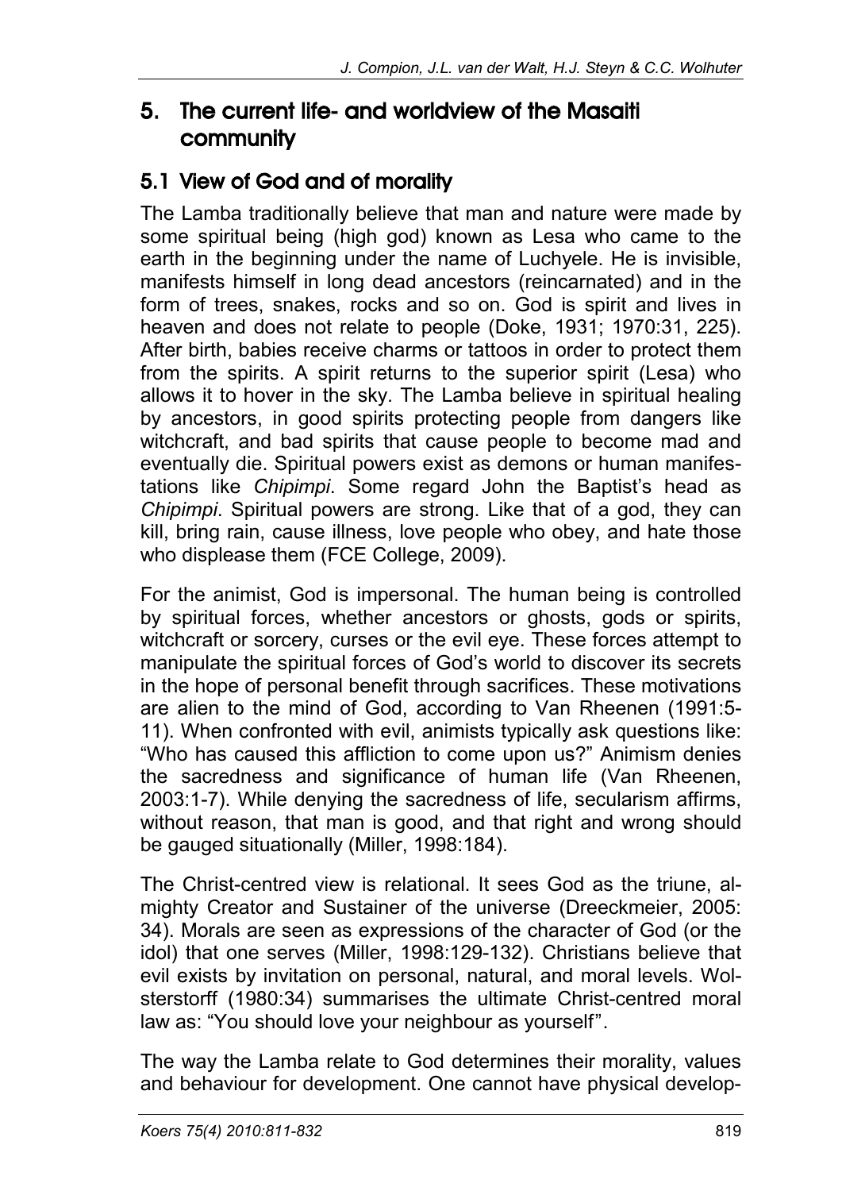## 5. The current life- and worldview of the Masaiti community

### 5.1 View of God and of morality

The Lamba traditionally believe that man and nature were made by some spiritual being (high god) known as Lesa who came to the earth in the beginning under the name of Luchyele. He is invisible, manifests himself in long dead ancestors (reincarnated) and in the form of trees, snakes, rocks and so on. God is spirit and lives in heaven and does not relate to people (Doke, 1931; 1970:31, 225). After birth, babies receive charms or tattoos in order to protect them from the spirits. A spirit returns to the superior spirit (Lesa) who allows it to hover in the sky. The Lamba believe in spiritual healing by ancestors, in good spirits protecting people from dangers like witchcraft, and bad spirits that cause people to become mad and eventually die. Spiritual powers exist as demons or human manifestations like *Chipimpi*. Some regard John the Baptist's head as *Chipimpi*. Spiritual powers are strong. Like that of a god, they can kill, bring rain, cause illness, love people who obey, and hate those who displease them (FCE College, 2009).

For the animist, God is impersonal. The human being is controlled by spiritual forces, whether ancestors or ghosts, gods or spirits, witchcraft or sorcery, curses or the evil eye. These forces attempt to manipulate the spiritual forces of God's world to discover its secrets in the hope of personal benefit through sacrifices. These motivations are alien to the mind of God, according to Van Rheenen (1991:5-11). When confronted with evil, animists typically ask questions like: "Who has caused this affliction to come upon us?" Animism denies the sacredness and significance of human life (Van Rheenen, 2003:1-7). While denying the sacredness of life, secularism affirms, without reason, that man is good, and that right and wrong should be gauged situationally (Miller, 1998:184).

The Christ-centred view is relational. It sees God as the triune, almighty Creator and Sustainer of the universe (Dreeckmeier, 2005: 34). Morals are seen as expressions of the character of God (or the idol) that one serves (Miller, 1998:129-132). Christians believe that evil exists by invitation on personal, natural, and moral levels. Wolsterstorff (1980:34) summarises the ultimate Christ-centred moral law as: "You should love your neighbour as yourself".

The way the Lamba relate to God determines their morality, values and behaviour for development. One cannot have physical develop-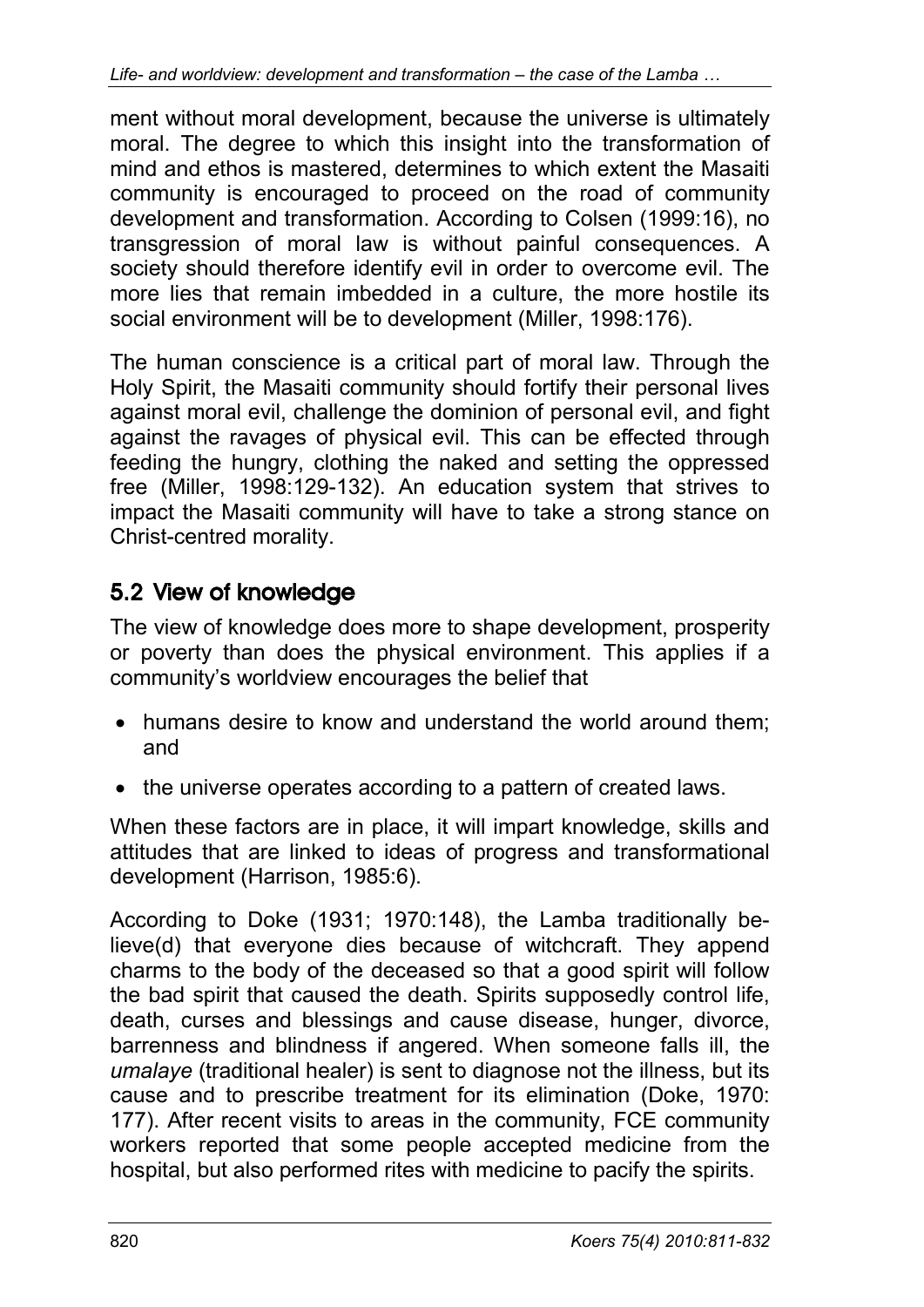ment without moral development, because the universe is ultimately moral. The degree to which this insight into the transformation of mind and ethos is mastered, determines to which extent the Masaiti community is encouraged to proceed on the road of community development and transformation. According to Colsen (1999:16), no transgression of moral law is without painful consequences. A society should therefore identify evil in order to overcome evil. The more lies that remain imbedded in a culture, the more hostile its social environment will be to development (Miller, 1998:176).

The human conscience is a critical part of moral law. Through the Holy Spirit, the Masaiti community should fortify their personal lives against moral evil, challenge the dominion of personal evil, and fight against the ravages of physical evil. This can be effected through feeding the hungry, clothing the naked and setting the oppressed free (Miller, 1998:129-132). An education system that strives to impact the Masaiti community will have to take a strong stance on Christ-centred morality.

## 5.2 View of knowledge

The view of knowledge does more to shape development, prosperity or poverty than does the physical environment. This applies if a community's worldview encourages the belief that

- humans desire to know and understand the world around them; and
- the universe operates according to a pattern of created laws.

When these factors are in place, it will impart knowledge, skills and attitudes that are linked to ideas of progress and transformational development (Harrison, 1985:6).

According to Doke (1931; 1970:148), the Lamba traditionally believe(d) that everyone dies because of witchcraft. They append charms to the body of the deceased so that a good spirit will follow the bad spirit that caused the death. Spirits supposedly control life, death, curses and blessings and cause disease, hunger, divorce, barrenness and blindness if angered. When someone falls ill, the *umalaye* (traditional healer) is sent to diagnose not the illness, but its cause and to prescribe treatment for its elimination (Doke, 1970: 177). After recent visits to areas in the community, FCE community workers reported that some people accepted medicine from the hospital, but also performed rites with medicine to pacify the spirits.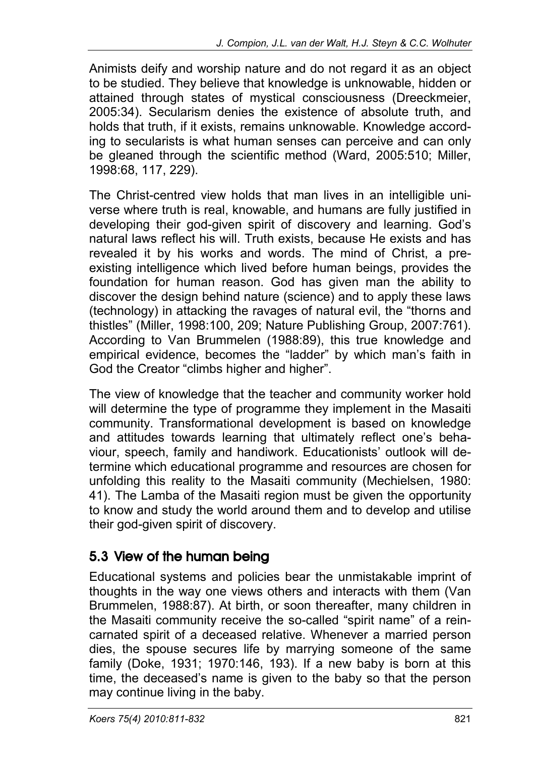Animists deify and worship nature and do not regard it as an object to be studied. They believe that knowledge is unknowable, hidden or attained through states of mystical consciousness (Dreeckmeier, 2005:34). Secularism denies the existence of absolute truth, and holds that truth, if it exists, remains unknowable. Knowledge according to secularists is what human senses can perceive and can only be gleaned through the scientific method (Ward, 2005:510; Miller, 1998:68, 117, 229).

The Christ-centred view holds that man lives in an intelligible universe where truth is real, knowable, and humans are fully justified in developing their god-given spirit of discovery and learning. God's natural laws reflect his will. Truth exists, because He exists and has revealed it by his works and words. The mind of Christ, a pre-existing intelligence which lived before human beings, provides the foundation for human reason. God has given man the ability to discover the design behind nature (science) and to apply these laws (technology) in attacking the ravages of natural evil, the "thorns and thistles" (Miller, 1998:100, 209; Nature Publishing Group, 2007:761). According to Van Brummelen (1988:89), this true knowledge and empirical evidence, becomes the "ladder" by which man's faith in God the Creator "climbs higher and higher".

The view of knowledge that the teacher and community worker hold will determine the type of programme they implement in the Masaiti community. Transformational development is based on knowledge and attitudes towards learning that ultimately reflect one's behaviour, speech, family and handiwork. Educationists' outlook will determine which educational programme and resources are chosen for unfolding this reality to the Masaiti community (Mechielsen, 1980: 41). The Lamba of the Masaiti region must be given the opportunity to know and study the world around them and to develop and utilise their god-given spirit of discovery.

## 5.3 View of the human being

Educational systems and policies bear the unmistakable imprint of thoughts in the way one views others and interacts with them (Van Brummelen, 1988:87). At birth, or soon thereafter, many children in the Masaiti community receive the so-called "spirit name" of a reincarnated spirit of a deceased relative. Whenever a married person dies, the spouse secures life by marrying someone of the same family (Doke, 1931; 1970:146, 193). If a new baby is born at this time, the deceased's name is given to the baby so that the person may continue living in the baby.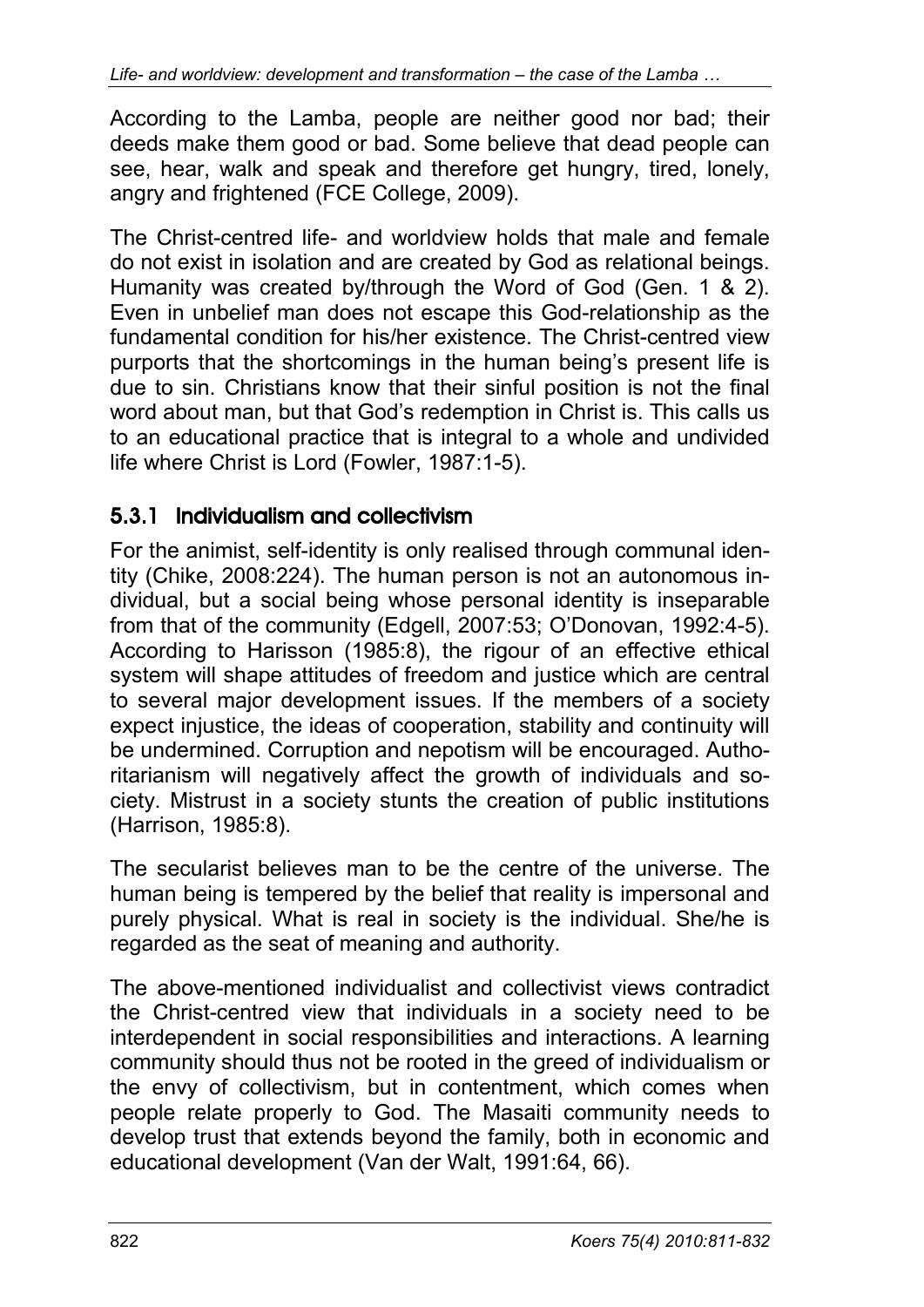According to the Lamba, people are neither good nor bad; their deeds make them good or bad. Some believe that dead people can see, hear, walk and speak and therefore get hungry, tired, lonely, angry and frightened (FCE College, 2009).

The Christ-centred life- and worldview holds that male and female do not exist in isolation and are created by God as relational beings. Humanity was created by/through the Word of God (Gen. 1 & 2). Even in unbelief man does not escape this God-relationship as the fundamental condition for his/her existence. The Christ-centred view purports that the shortcomings in the human being's present life is due to sin. Christians know that their sinful position is not the final word about man, but that God's redemption in Christ is. This calls us to an educational practice that is integral to a whole and undivided life where Christ is Lord (Fowler, 1987:1-5).

### 5.3.1 Individualism and collectivism

For the animist, self-identity is only realised through communal identity (Chike, 2008:224). The human person is not an autonomous individual, but a social being whose personal identity is inseparable from that of the community (Edgell, 2007:53; O'Donovan, 1992:4-5). According to Harisson (1985:8), the rigour of an effective ethical system will shape attitudes of freedom and justice which are central to several major development issues. If the members of a society expect injustice, the ideas of cooperation, stability and continuity will be undermined. Corruption and nepotism will be encouraged. Authoritarianism will negatively affect the growth of individuals and society. Mistrust in a society stunts the creation of public institutions (Harrison, 1985:8).

The secularist believes man to be the centre of the universe. The human being is tempered by the belief that reality is impersonal and purely physical. What is real in society is the individual. She/he is regarded as the seat of meaning and authority.

The above-mentioned individualist and collectivist views contradict the Christ-centred view that individuals in a society need to be interdependent in social responsibilities and interactions. A learning community should thus not be rooted in the greed of individualism or the envy of collectivism, but in contentment, which comes when people relate properly to God. The Masaiti community needs to develop trust that extends beyond the family, both in economic and educational development (Van der Walt, 1991:64, 66).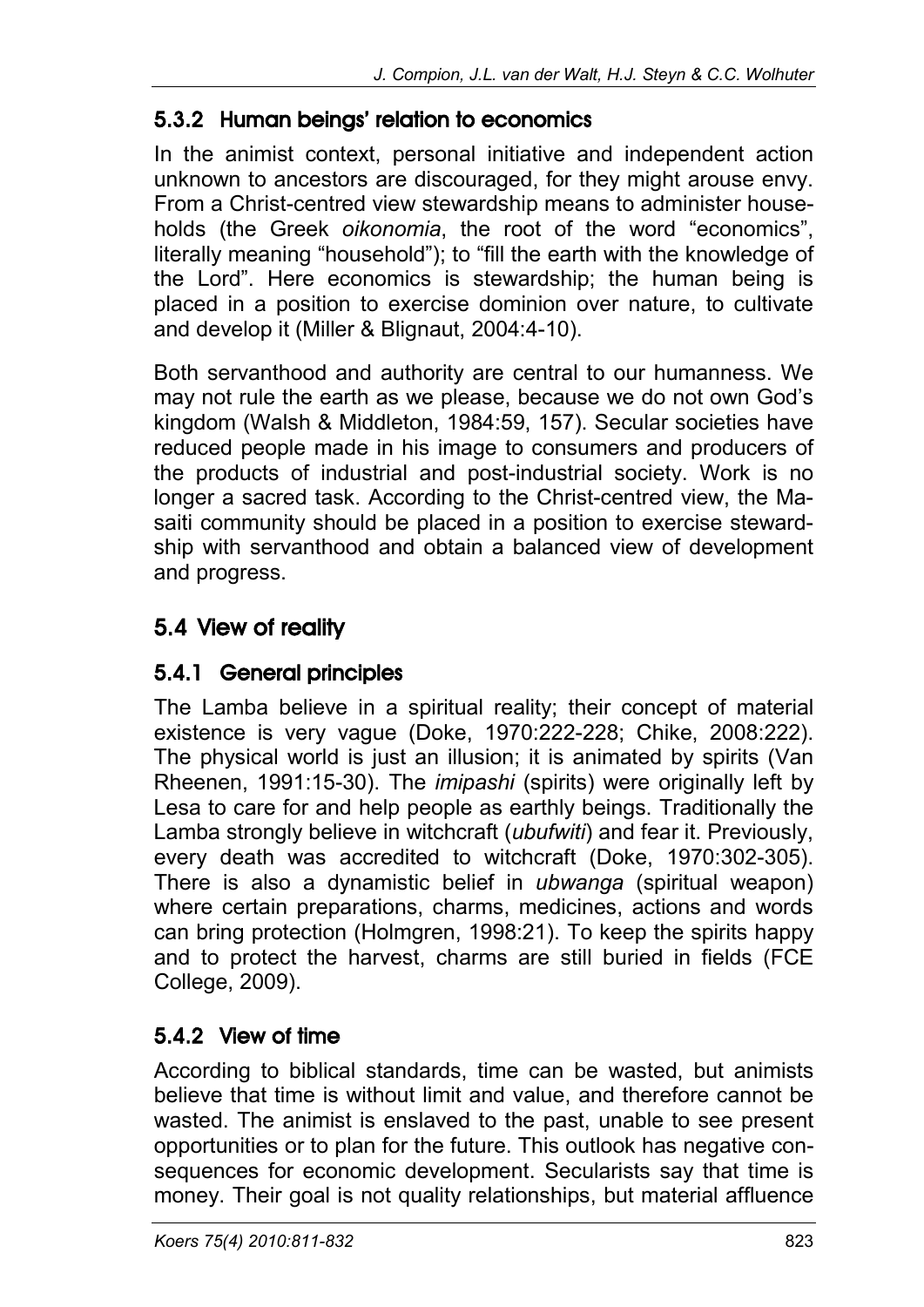### 5.3.2 Human beings' relation to economics

In the animist context, personal initiative and independent action unknown to ancestors are discouraged, for they might arouse envy. From a Christ-centred view stewardship means to administer households (the Greek *oikonomia*, the root of the word "economics", literally meaning "household"); to "fill the earth with the knowledge of the Lord". Here economics is stewardship; the human being is placed in a position to exercise dominion over nature, to cultivate and develop it (Miller & Blignaut, 2004:4-10).

Both servanthood and authority are central to our humanness. We may not rule the earth as we please, because we do not own God's kingdom (Walsh & Middleton, 1984:59, 157). Secular societies have reduced people made in his image to consumers and producers of the products of industrial and post-industrial society. Work is no longer a sacred task. According to the Christ-centred view, the Masaiti community should be placed in a position to exercise stewardship with servanthood and obtain a balanced view of development and progress.

## 5.4 View of reality

### 5.4.1 General principles

The Lamba believe in a spiritual reality; their concept of material existence is very vague (Doke, 1970:222-228; Chike, 2008:222). The physical world is just an illusion; it is animated by spirits (Van Rheenen, 1991:15-30). The *imipashi* (spirits) were originally left by Lesa to care for and help people as earthly beings. Traditionally the Lamba strongly believe in witchcraft (*ubufwiti*) and fear it. Previously, every death was accredited to witchcraft (Doke, 1970:302-305). There is also a dynamistic belief in *ubwanga* (spiritual weapon) where certain preparations, charms, medicines, actions and words can bring protection (Holmgren, 1998:21). To keep the spirits happy and to protect the harvest, charms are still buried in fields (FCE College, 2009).

### 5.4.2 View of time

According to biblical standards, time can be wasted, but animists believe that time is without limit and value, and therefore cannot be wasted. The animist is enslaved to the past, unable to see present opportunities or to plan for the future. This outlook has negative consequences for economic development. Secularists say that time is money. Their goal is not quality relationships, but material affluence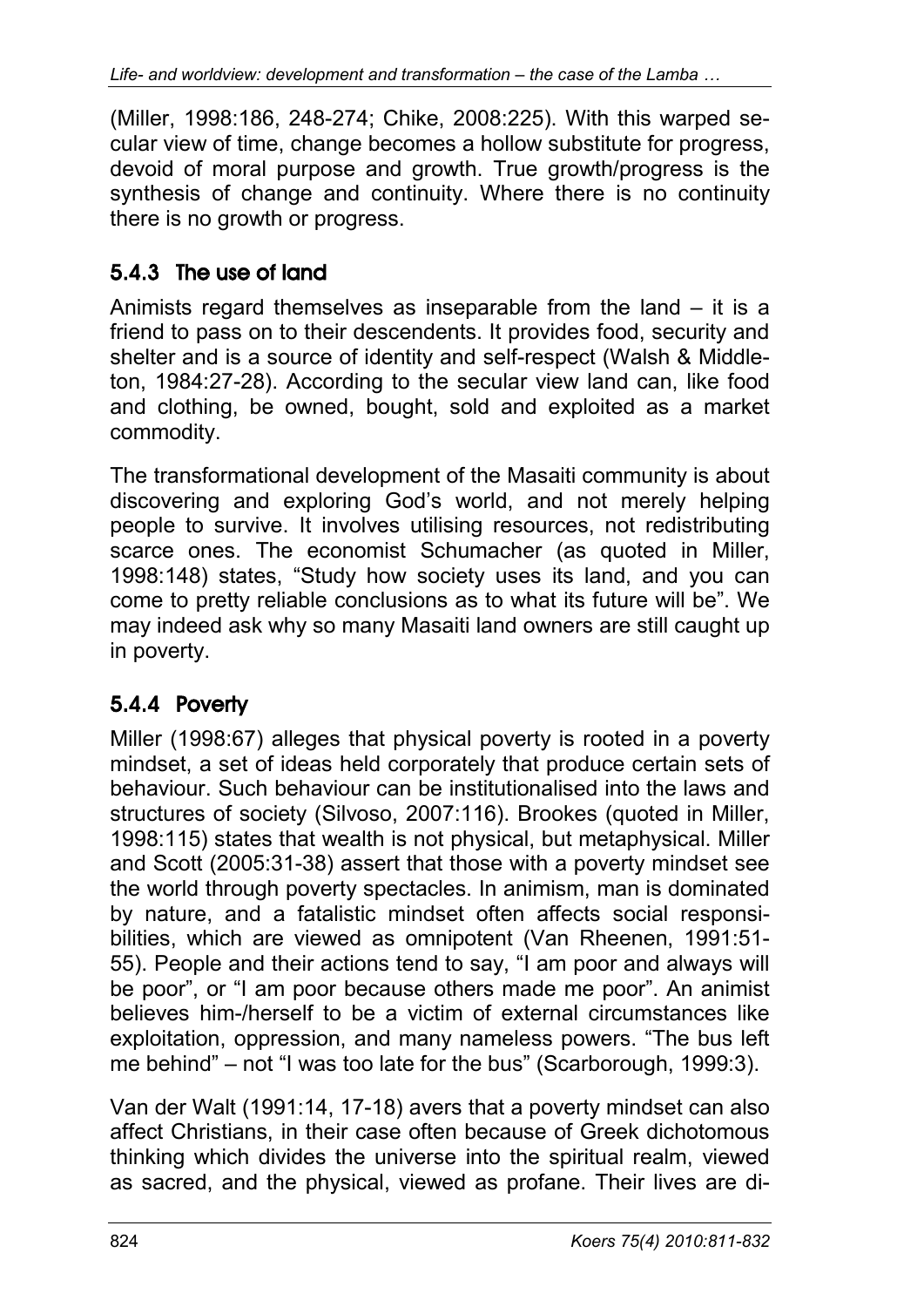(Miller, 1998:186, 248-274; Chike, 2008:225). With this warped secular view of time, change becomes a hollow substitute for progress, devoid of moral purpose and growth. True growth/progress is the synthesis of change and continuity. Where there is no continuity there is no growth or progress.

### 5.4.3 The use of land

Animists regard themselves as inseparable from the land – it is a friend to pass on to their descendents. It provides food, security and shelter and is a source of identity and self-respect (Walsh & Middleton, 1984:27-28). According to the secular view land can, like food and clothing, be owned, bought, sold and exploited as a market commodity.

The transformational development of the Masaiti community is about discovering and exploring God's world, and not merely helping people to survive. It involves utilising resources, not redistributing scarce ones. The economist Schumacher (as quoted in Miller, 1998:148) states, "Study how society uses its land, and you can come to pretty reliable conclusions as to what its future will be". We may indeed ask why so many Masaiti land owners are still caught up in poverty.

### 5.4.4 Poverty

Miller (1998:67) alleges that physical poverty is rooted in a poverty mindset, a set of ideas held corporately that produce certain sets of behaviour. Such behaviour can be institutionalised into the laws and structures of society (Silvoso, 2007:116). Brookes (quoted in Miller, 1998:115) states that wealth is not physical, but metaphysical. Miller and Scott (2005:31-38) assert that those with a poverty mindset see the world through poverty spectacles. In animism, man is dominated by nature, and a fatalistic mindset often affects social responsibilities, which are viewed as omnipotent (Van Rheenen, 1991:51-55). People and their actions tend to say, "I am poor and always will be poor", or "I am poor because others made me poor". An animist believes him-/herself to be a victim of external circumstances like exploitation, oppression, and many nameless powers. "The bus left me behind" – not "I was too late for the bus" (Scarborough, 1999:3).

Van der Walt (1991:14, 17-18) avers that a poverty mindset can also affect Christians, in their case often because of Greek dichotomous thinking which divides the universe into the spiritual realm, viewed as sacred, and the physical, viewed as profane. Their lives are di-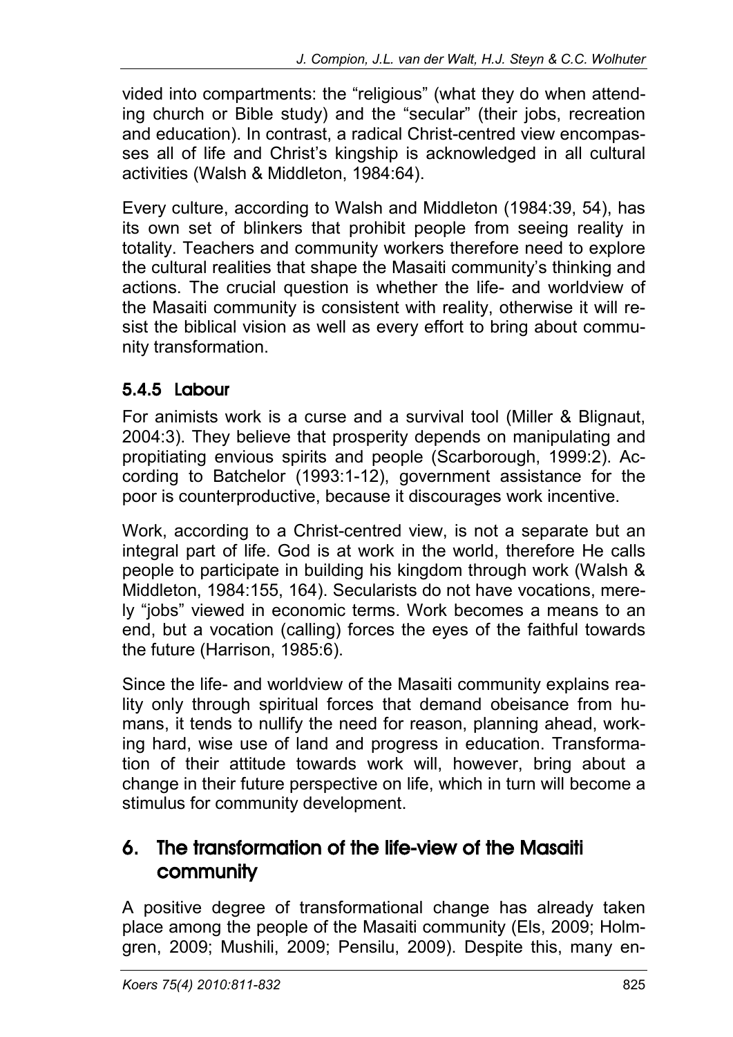vided into compartments: the "religious" (what they do when attending church or Bible study) and the "secular" (their jobs, recreation and education). In contrast, a radical Christ-centred view encompasses all of life and Christ's kingship is acknowledged in all cultural activities (Walsh & Middleton, 1984:64).

Every culture, according to Walsh and Middleton (1984:39, 54), has its own set of blinkers that prohibit people from seeing reality in totality. Teachers and community workers therefore need to explore the cultural realities that shape the Masaiti community's thinking and actions. The crucial question is whether the life- and worldview of the Masaiti community is consistent with reality, otherwise it will resist the biblical vision as well as every effort to bring about community transformation.

### 5.4.5 Labour

For animists work is a curse and a survival tool (Miller & Blignaut, 2004:3). They believe that prosperity depends on manipulating and propitiating envious spirits and people (Scarborough, 1999:2). According to Batchelor (1993:1-12), government assistance for the poor is counterproductive, because it discourages work incentive.

Work, according to a Christ-centred view, is not a separate but an integral part of life. God is at work in the world, therefore He calls people to participate in building his kingdom through work (Walsh & Middleton, 1984:155, 164). Secularists do not have vocations, merely "jobs" viewed in economic terms. Work becomes a means to an end, but a vocation (calling) forces the eyes of the faithful towards the future (Harrison, 1985:6).

Since the life- and worldview of the Masaiti community explains reality only through spiritual forces that demand obeisance from humans, it tends to nullify the need for reason, planning ahead, working hard, wise use of land and progress in education. Transformation of their attitude towards work will, however, bring about a change in their future perspective on life, which in turn will become a stimulus for community development.

## 6. The transformation of the life-view of the Masaiti community

A positive degree of transformational change has already taken place among the people of the Masaiti community (Els, 2009; Holmgren, 2009; Mushili, 2009; Pensilu, 2009). Despite this, many en-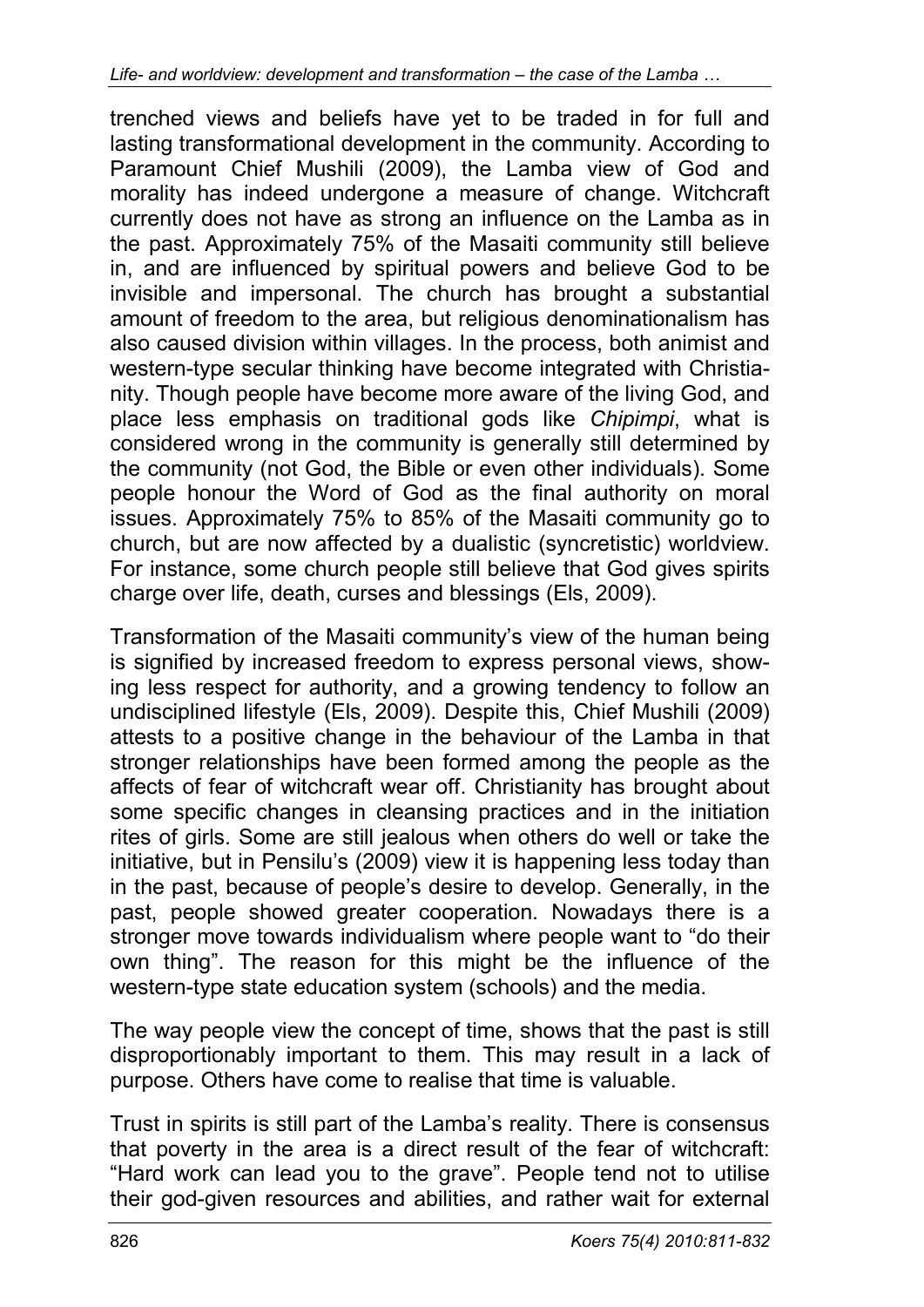trenched views and beliefs have yet to be traded in for full and lasting transformational development in the community. According to Paramount Chief Mushili (2009), the Lamba view of God and morality has indeed undergone a measure of change. Witchcraft currently does not have as strong an influence on the Lamba as in the past. Approximately 75% of the Masaiti community still believe in, and are influenced by spiritual powers and believe God to be invisible and impersonal. The church has brought a substantial amount of freedom to the area, but religious denominationalism has also caused division within villages. In the process, both animist and western-type secular thinking have become integrated with Christianity. Though people have become more aware of the living God, and place less emphasis on traditional gods like *Chipimpi*, what is considered wrong in the community is generally still determined by the community (not God, the Bible or even other individuals). Some people honour the Word of God as the final authority on moral issues. Approximately 75% to 85% of the Masaiti community go to church, but are now affected by a dualistic (syncretistic) worldview. For instance, some church people still believe that God gives spirits charge over life, death, curses and blessings (Els, 2009).

Transformation of the Masaiti community's view of the human being is signified by increased freedom to express personal views, showing less respect for authority, and a growing tendency to follow an undisciplined lifestyle (Els, 2009). Despite this, Chief Mushili (2009) attests to a positive change in the behaviour of the Lamba in that stronger relationships have been formed among the people as the affects of fear of witchcraft wear off. Christianity has brought about some specific changes in cleansing practices and in the initiation rites of girls. Some are still jealous when others do well or take the initiative, but in Pensilu's (2009) view it is happening less today than in the past, because of people's desire to develop. Generally, in the past, people showed greater cooperation. Nowadays there is a stronger move towards individualism where people want to "do their own thing". The reason for this might be the influence of the western-type state education system (schools) and the media.

The way people view the concept of time, shows that the past is still disproportionably important to them. This may result in a lack of purpose. Others have come to realise that time is valuable.

Trust in spirits is still part of the Lamba's reality. There is consensus that poverty in the area is a direct result of the fear of witchcraft: "Hard work can lead you to the grave". People tend not to utilise their god-given resources and abilities, and rather wait for external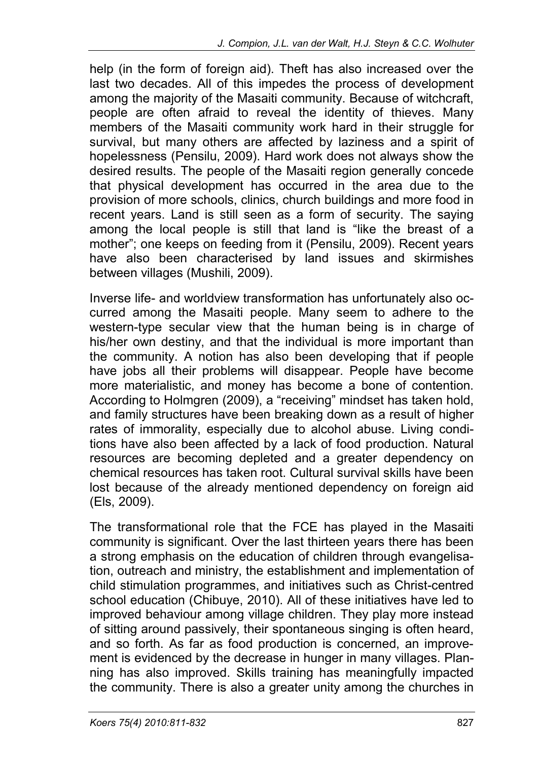help (in the form of foreign aid). Theft has also increased over the last two decades. All of this impedes the process of development among the majority of the Masaiti community. Because of witchcraft, people are often afraid to reveal the identity of thieves. Many members of the Masaiti community work hard in their struggle for survival, but many others are affected by laziness and a spirit of hopelessness (Pensilu, 2009). Hard work does not always show the desired results. The people of the Masaiti region generally concede that physical development has occurred in the area due to the provision of more schools, clinics, church buildings and more food in recent years. Land is still seen as a form of security. The saying among the local people is still that land is "like the breast of a mother"; one keeps on feeding from it (Pensilu, 2009). Recent years have also been characterised by land issues and skirmishes between villages (Mushili, 2009).

Inverse life- and worldview transformation has unfortunately also occurred among the Masaiti people. Many seem to adhere to the western-type secular view that the human being is in charge of his/her own destiny, and that the individual is more important than the community. A notion has also been developing that if people have jobs all their problems will disappear. People have become more materialistic, and money has become a bone of contention. According to Holmgren (2009), a "receiving" mindset has taken hold, and family structures have been breaking down as a result of higher rates of immorality, especially due to alcohol abuse. Living conditions have also been affected by a lack of food production. Natural resources are becoming depleted and a greater dependency on chemical resources has taken root. Cultural survival skills have been lost because of the already mentioned dependency on foreign aid (Els, 2009).

The transformational role that the FCE has played in the Masaiti community is significant. Over the last thirteen years there has been a strong emphasis on the education of children through evangelisation, outreach and ministry, the establishment and implementation of child stimulation programmes, and initiatives such as Christ-centred school education (Chibuye, 2010). All of these initiatives have led to improved behaviour among village children. They play more instead of sitting around passively, their spontaneous singing is often heard, and so forth. As far as food production is concerned, an improvement is evidenced by the decrease in hunger in many villages. Planning has also improved. Skills training has meaningfully impacted the community. There is also a greater unity among the churches in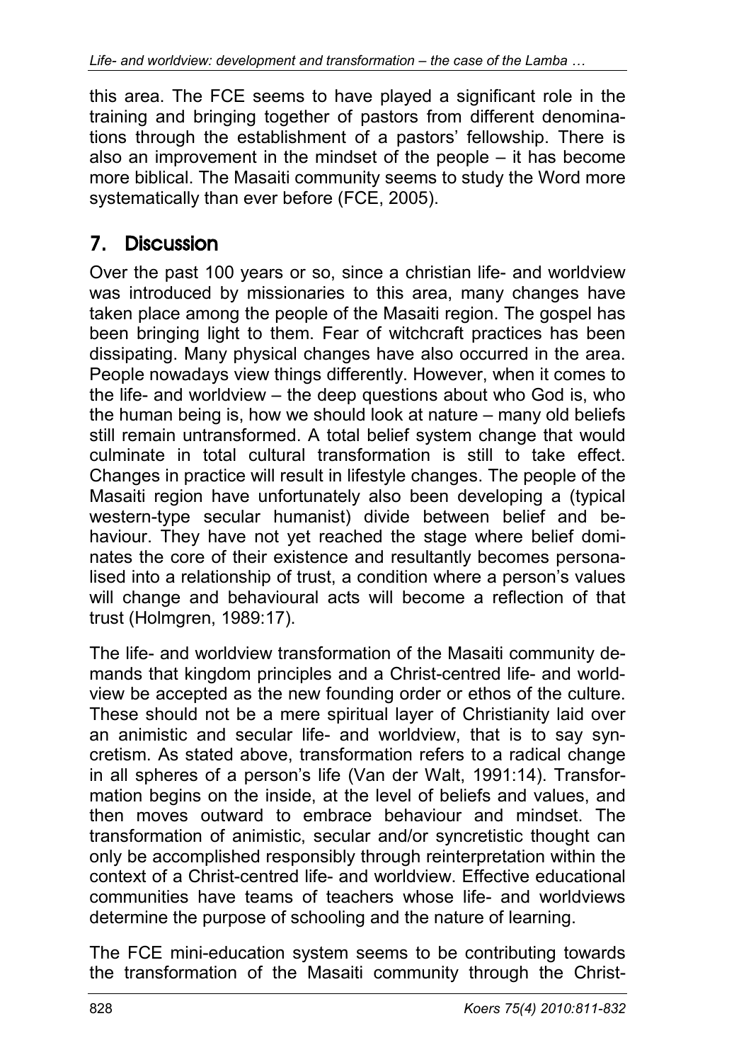this area. The FCE seems to have played a significant role in the training and bringing together of pastors from different denominations through the establishment of a pastors' fellowship. There is also an improvement in the mindset of the people – it has become more biblical. The Masaiti community seems to study the Word more systematically than ever before (FCE, 2005).

## 7. Discussion

Over the past 100 years or so, since a christian life- and worldview was introduced by missionaries to this area, many changes have taken place among the people of the Masaiti region. The gospel has been bringing light to them. Fear of witchcraft practices has been dissipating. Many physical changes have also occurred in the area. People nowadays view things differently. However, when it comes to the life- and worldview – the deep questions about who God is, who the human being is, how we should look at nature – many old beliefs still remain untransformed. A total belief system change that would culminate in total cultural transformation is still to take effect. Changes in practice will result in lifestyle changes. The people of the Masaiti region have unfortunately also been developing a (typical western-type secular humanist) divide between belief and behaviour. They have not yet reached the stage where belief dominates the core of their existence and resultantly becomes personalised into a relationship of trust, a condition where a person's values will change and behavioural acts will become a reflection of that trust (Holmgren, 1989:17).

The life- and worldview transformation of the Masaiti community demands that kingdom principles and a Christ-centred life- and worldview be accepted as the new founding order or ethos of the culture. These should not be a mere spiritual layer of Christianity laid over an animistic and secular life- and worldview, that is to say syncretism. As stated above, transformation refers to a radical change in all spheres of a person's life (Van der Walt, 1991:14). Transformation begins on the inside, at the level of beliefs and values, and then moves outward to embrace behaviour and mindset. The transformation of animistic, secular and/or syncretistic thought can only be accomplished responsibly through reinterpretation within the context of a Christ-centred life- and worldview. Effective educational communities have teams of teachers whose life- and worldviews determine the purpose of schooling and the nature of learning.

The FCE mini-education system seems to be contributing towards the transformation of the Masaiti community through the Christ-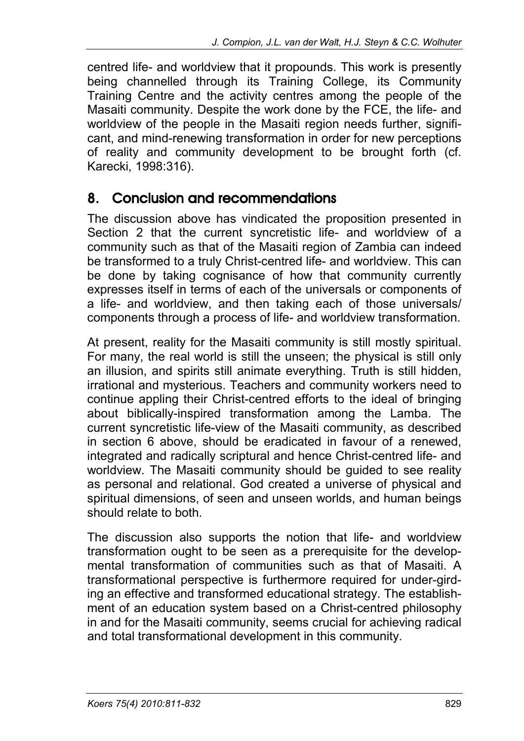centred life- and worldview that it propounds. This work is presently being channelled through its Training College, its Community Training Centre and the activity centres among the people of the Masaiti community. Despite the work done by the FCE, the life- and worldview of the people in the Masaiti region needs further, significant, and mind-renewing transformation in order for new perceptions of reality and community development to be brought forth (cf. Karecki, 1998:316).

## 8. Conclusion and recommendations

The discussion above has vindicated the proposition presented in Section 2 that the current syncretistic life- and worldview of a community such as that of the Masaiti region of Zambia can indeed be transformed to a truly Christ-centred life- and worldview. This can be done by taking cognisance of how that community currently expresses itself in terms of each of the universals or components of a life- and worldview, and then taking each of those universals/ components through a process of life- and worldview transformation.

At present, reality for the Masaiti community is still mostly spiritual. For many, the real world is still the unseen; the physical is still only an illusion, and spirits still animate everything. Truth is still hidden, irrational and mysterious. Teachers and community workers need to continue appling their Christ-centred efforts to the ideal of bringing about biblically-inspired transformation among the Lamba. The current syncretistic life-view of the Masaiti community, as described in section 6 above, should be eradicated in favour of a renewed, integrated and radically scriptural and hence Christ-centred life- and worldview. The Masaiti community should be guided to see reality as personal and relational. God created a universe of physical and spiritual dimensions, of seen and unseen worlds, and human beings should relate to both.

The discussion also supports the notion that life- and worldview transformation ought to be seen as a prerequisite for the developmental transformation of communities such as that of Masaiti. A transformational perspective is furthermore required for under-girding an effective and transformed educational strategy. The establishment of an education system based on a Christ-centred philosophy in and for the Masaiti community, seems crucial for achieving radical and total transformational development in this community.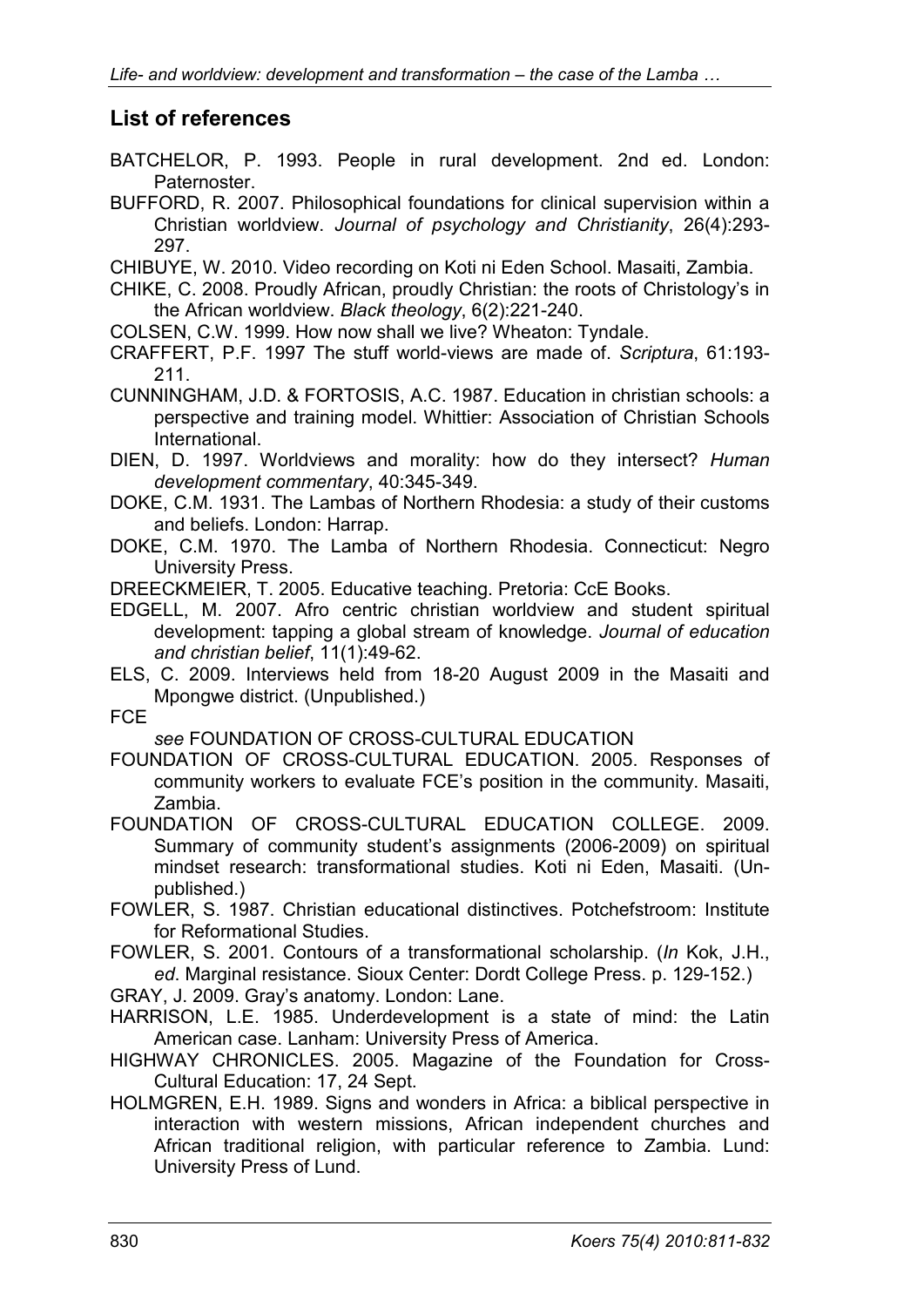## List of references

BATCHELOR, P. 1993. People in rural development. 2nd ed. London: Paternoster.

BUFFORD, R. 2007. Philosophical foundations for clinical supervision within a Christian worldview. *Journal of psychology and Christianity*, 26(4):293-297.

CHIBUYE, W. 2010. Video recording on Koti ni Eden School. Masaiti, Zambia.

CHIKE, C. 2008. Proudly African, proudly Christian: the roots of Christology's in the African worldview. *Black theology*, 6(2):221-240.

COLSEN, C.W. 1999. How now shall we live? Wheaton: Tyndale.

CRAFFERT, P.F. 1997 The stuff world-views are made of. *Scriptura*, 61:193-211.

CUNNINGHAM, J.D. & FORTOSIS, A.C. 1987. Education in christian schools: a perspective and training model. Whittier: Association of Christian Schools International.

DIEN, D. 1997. Worldviews and morality: how do they intersect? *Human development commentary*, 40:345-349.

DOKE, C.M. 1931. The Lambas of Northern Rhodesia: a study of their customs and beliefs. London: Harrap.

DOKE, C.M. 1970. The Lamba of Northern Rhodesia. Connecticut: Negro University Press.

DREECKMEIER, T. 2005. Educative teaching. Pretoria: CcE Books.

EDGELL, M. 2007. Afro centric christian worldview and student spiritual development: tapping a global stream of knowledge. *Journal of education and christian belief*, 11(1):49-62.

ELS, C. 2009. Interviews held from 18-20 August 2009 in the Masaiti and Mpongwe district. (Unpublished.)

FCE
*see* FOUNDATION OF CROSS-CULTURAL EDUCATION

FOUNDATION OF CROSS-CULTURAL EDUCATION. 2005. Responses of community workers to evaluate FCE's position in the community. Masaiti, Zambia.

FOUNDATION OF CROSS-CULTURAL EDUCATION COLLEGE. 2009. Summary of community student's assignments (2006-2009) on spiritual mindset research: transformational studies. Koti ni Eden, Masaiti. (Unpublished.)

FOWLER, S. 1987. Christian educational distinctives. Potchefstroom: Institute for Reformational Studies.

FOWLER, S. 2001. Contours of a transformational scholarship. (*In* Kok, J.H., *ed*. Marginal resistance. Sioux Center: Dordt College Press. p. 129-152.)

GRAY, J. 2009. Gray's anatomy. London: Lane.

HARRISON, L.E. 1985. Underdevelopment is a state of mind: the Latin American case. Lanham: University Press of America.

HIGHWAY CHRONICLES. 2005. Magazine of the Foundation for Cross-Cultural Education: 17, 24 Sept.

HOLMGREN, E.H. 1989. Signs and wonders in Africa: a biblical perspective in interaction with western missions, African independent churches and African traditional religion, with particular reference to Zambia. Lund: University Press of Lund.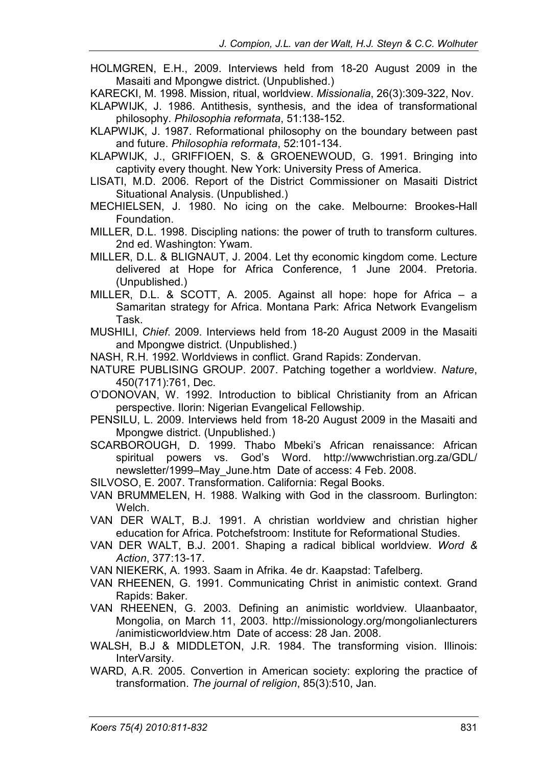HOLMGREN, E.H., 2009. Interviews held from 18-20 August 2009 in the Masaiti and Mpongwe district. (Unpublished.)

KARECKI, M. 1998. Mission, ritual, worldview. *Missionalia*, 26(3):309-322, Nov.

KLAPWIJK, J. 1986. Antithesis, synthesis, and the idea of transformational philosophy. *Philosophia reformata*, 51:138-152.

KLAPWIJK, J. 1987. Reformational philosophy on the boundary between past and future. *Philosophia reformata*, 52:101-134.

KLAPWIJK, J., GRIFFIOEN, S. & GROENEWOUD, G. 1991. Bringing into captivity every thought. New York: University Press of America.

LISATI, M.D. 2006. Report of the District Commissioner on Masaiti District Situational Analysis. (Unpublished.)

MECHIELSEN, J. 1980. No icing on the cake. Melbourne: Brookes-Hall Foundation.

MILLER, D.L. 1998. Discipling nations: the power of truth to transform cultures. 2nd ed. Washington: Ywam.

MILLER, D.L. & BLIGNAUT, J. 2004. Let thy economic kingdom come. Lecture delivered at Hope for Africa Conference, 1 June 2004. Pretoria. (Unpublished.)

MILLER, D.L. & SCOTT, A. 2005. Against all hope: hope for Africa – a Samaritan strategy for Africa. Montana Park: Africa Network Evangelism Task.

MUSHILI, *Chief*. 2009. Interviews held from 18-20 August 2009 in the Masaiti and Mpongwe district. (Unpublished.)

NASH, R.H. 1992. Worldviews in conflict. Grand Rapids: Zondervan.

NATURE PUBLISING GROUP. 2007. Patching together a worldview. *Nature*, 450(7171):761, Dec.

O'DONOVAN, W. 1992. Introduction to biblical Christianity from an African perspective. Ilorin: Nigerian Evangelical Fellowship.

PENSILU, L. 2009. Interviews held from 18-20 August 2009 in the Masaiti and Mpongwe district. (Unpublished.)

SCARBOROUGH, D. 1999. Thabo Mbeki's African renaissance: African spiritual powers vs. God's Word. http://wwwchristian.org.za/GDL/newsletter/1999–May_June.htm Date of access: 4 Feb. 2008.

SILVOSO, E. 2007. Transformation. California: Regal Books.

VAN BRUMMELEN, H. 1988. Walking with God in the classroom. Burlington: Welch.

VAN DER WALT, B.J. 1991. A christian worldview and christian higher education for Africa. Potchefstroom: Institute for Reformational Studies.

VAN DER WALT, B.J. 2001. Shaping a radical biblical worldview. *Word & Action*, 377:13-17.

VAN NIEKERK, A. 1993. Saam in Afrika. 4e dr. Kaapstad: Tafelberg.

VAN RHEENEN, G. 1991. Communicating Christ in animistic context. Grand Rapids: Baker.

VAN RHEENEN, G. 2003. Defining an animistic worldview. Ulaanbaator, Mongolia, on March 11, 2003. http://missionology.org/mongolianlecturers/animisticworldview.htm Date of access: 28 Jan. 2008.

WALSH, B.J & MIDDLETON, J.R. 1984. The transforming vision. Illinois: InterVarsity.

WARD, A.R. 2005. Convertion in American society: exploring the practice of transformation. *The journal of religion*, 85(3):510, Jan.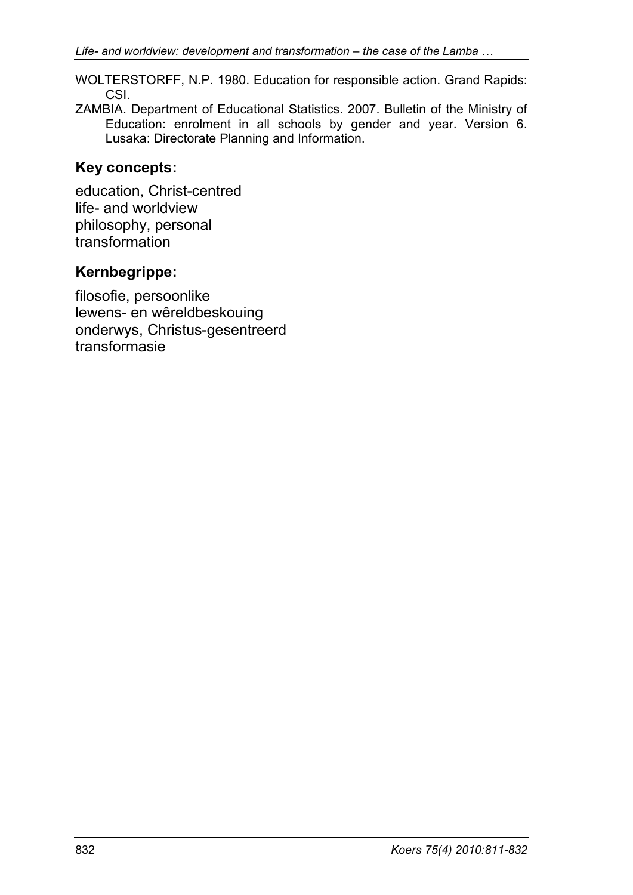WOLTERSTORFF, N.P. 1980. Education for responsible action. Grand Rapids: CSI.

ZAMBIA. Department of Educational Statistics. 2007. Bulletin of the Ministry of Education: enrolment in all schools by gender and year. Version 6. Lusaka: Directorate Planning and Information.

## Key concepts:

education, Christ-centred  
life- and worldview  
philosophy, personal  
transformation

## Kernbegrippe:

filosofie, persoonlike  
lewens- en wêreldbeskouing  
onderwys, Christus-gesentreerd  
transformasie